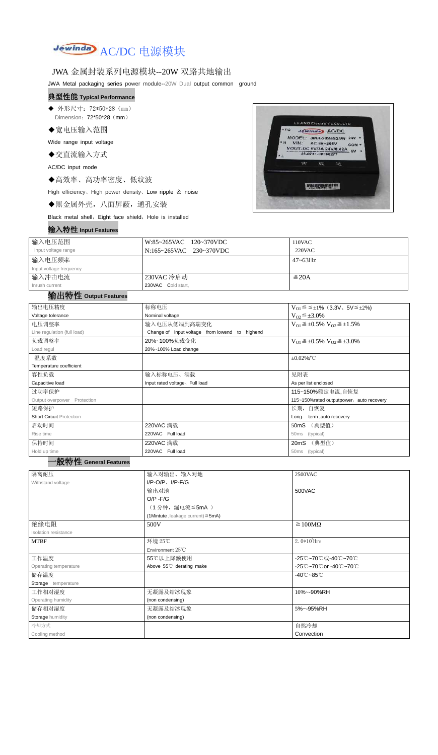# Jewinda AC/DC 电源模块

## JWA 金属封装系列电源模块--20W 双路共地输出

JWA Metal packaging series power module--20W Dual output common ground

### 典型性能 Typical Performance

- ◆ 外形尺寸：72*50*28（mm）
  Dimension：72*50*28（mm）
- ◆宽电压输入范围
  Wide range input voltage
- ◆交直流输入方式
  AC/DC input mode
- ◆高效率、高功率密度、低纹波
  High efficiency、High power density、Low ripple ＆ noise
- ◆黑金属外壳，八面屏蔽，通孔安装
  Black metal shell，Eight face shield，Hole is installed

### 输入特性 Input Features

| 输入电压范围 Input voltage range | W:85~265VAC 120~370VDC<br>N:165~265VAC 230~370VDC | 110VAC<br>220VAC |
|---|---|---|
| 输入电压频率 Input voltage frequency | | 47~63Hz |
| 输入冲击电流 Inrush current | 230VAC 冷启动<br>230VAC Cold start, | ≦20A |

### 输出特性 Output Features

| 输出电压精度 Voltage tolerance | 标称电压 Nominal voltage | $V_{O1}$≦≦±1%（3.3V、5V≦±2%）<br>$V_{O2}$≦±3.0% |
|---|---|---|
| 电压调整率 Line regulation (full load) | 输入电压从低端到高端变化<br>Change of input voltage from lowend to highend | $V_{O1}$≦±0.5% $V_{O2}$≦±1.5% |
| 负载调整率 Load regul | 20%~100%负载变化<br>20%~100% Load change | $V_{O1}$≦±0.5% $V_{O2}$≦±3.0% |
| 温度系数 Temperature coefficient | | ±0.02%/℃ |
| 容性负载 Capacitive load | 输入标称电压、满载<br>Input rated voltage、Full load | 见附表<br>As per list enclosed |
| 过功率保护 Output overpower Protection | | 115~150%额定电流,自恢复<br>115~150%rated outputpower，auto recovery |
| 短路保护 Short Circuit Protection | | 长期，自恢复<br>Long- term ,auto recovery |
| 启动时间 Rise time | 220VAC 满载<br>220VAC Full load | 50mS （典型值）<br>50ms (typical) |
| 保持时间 Hold up time | 220VAC 满载<br>220VAC Full load | 20mS （典型值）<br>50ms (typical) |

### 一般特性 General Features

| 隔离耐压 Withstand voltage | 输入对输出、输入对地<br>I/P-O/P、I/P-F/G | 2500VAC |
|---|---|---|
| | 输出对地<br>O/P -F/G | 500VAC |
| | （1 分钟，漏电流≦5mA ）<br>(1Mintute ,leakage current)≦5mA) | |
| 绝缘电阻 Isolation resistance | 500V | ≧100MΩ |
| MTBF | 环境 25℃<br>Environment 25℃ | $2.0*10^5$Hrs |
| 工作温度 Operating temperature | 55℃以上降额使用<br>Above 55℃ derating make | -25℃~70℃或-40℃~70℃<br>-25℃~70℃or -40℃~70℃ |
| 储存温度 Storage temperature | | -40℃~85℃ |
| 工作相对湿度 Operating humidity | 无凝露及结冰现象<br>(non condensing) | 10%~-90%RH |
| 储存相对湿度 Storage humidity | 无凝露及结冰现象<br>(non condensing) | 5%~-95%RH |
| 冷却方式 Cooling method | | 自然冷却<br>Convection |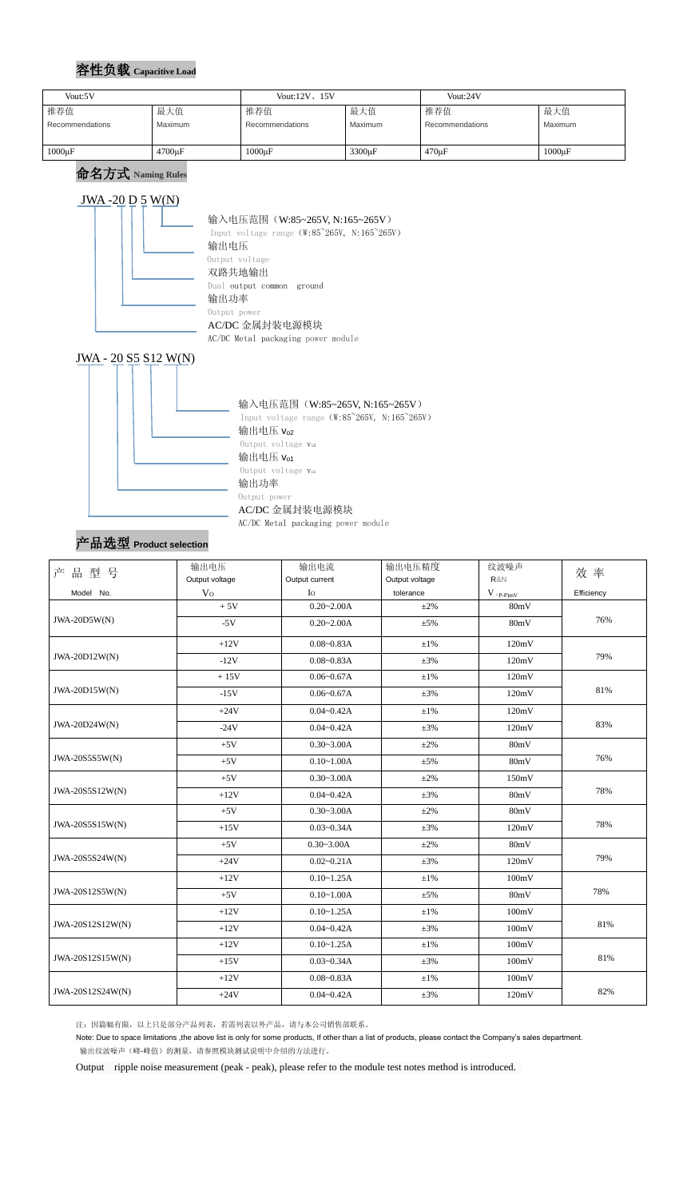## 容性负载 Capacitive Load

| Vout:5V | | Vout:12V、15V | | Vout:24V | |
|---|---|---|---|---|---|
| 推荐值 Recommendations | 最大值 Maximum | 推荐值 Recommendations | 最大值 Maximum | 推荐值 Recommendations | 最大值 Maximum |
| 1000μF | 4700μF | 1000μF | 3300μF | 470μF | 1000μF |

## 命名方式 Naming Rules

JWA -20 D 5 W(N)

- 输入电压范围（W:85~265V, N:165~265V）
  Input voltage range (W:85~265V, N:165~265V)
- 输出电压
  Output voltage
- 双路共地输出
  Dual output common ground
- 输出功率
  Output power
- AC/DC 金属封装电源模块
  AC/DC Metal packaging power module

JWA - 20 S5 S12 W(N)

- 输入电压范围（W:85~265V, N:165~265V）
  Input voltage range (W:85~265V, N:165~265V)
- 输出电压 $V_{o2}$
  Output voltage $V_{o2}$
- 输出电压 $V_{o1}$
  Output voltage $V_{o1}$
- 输出功率
  Output power
- AC/DC 金属封装电源模块
  AC/DC Metal packaging power module

## 产品选型 Product selection

| 产品型号 Model No. | 输出电压 Output voltage $V_O$ | 输出电流 Output current $I_O$ | 输出电压精度 Output voltage tolerance | 纹波噪声 R&N $V_{(P-P)mV}$ | 效率 Efficiency |
|---|---|---|---|---|---|
| JWA-20D5W(N) | + 5V | 0.20~2.00A | ±2% | 80mV | 76% |
| | -5V | 0.20~2.00A | ±5% | 80mV | |
| JWA-20D12W(N) | +12V | 0.08~0.83A | ±1% | 120mV | 79% |
| | -12V | 0.08~0.83A | ±3% | 120mV | |
| JWA-20D15W(N) | + 15V | 0.06~0.67A | ±1% | 120mV | 81% |
| | -15V | 0.06~0.67A | ±3% | 120mV | |
| JWA-20D24W(N) | +24V | 0.04~0.42A | ±1% | 120mV | 83% |
| | -24V | 0.04~0.42A | ±3% | 120mV | |
| JWA-20S5S5W(N) | +5V | 0.30~3.00A | ±2% | 80mV | 76% |
| | +5V | 0.10~1.00A | ±5% | 80mV | |
| JWA-20S5S12W(N) | +5V | 0.30~3.00A | ±2% | 150mV | 78% |
| | +12V | 0.04~0.42A | ±3% | 80mV | |
| JWA-20S5S15W(N) | +5V | 0.30~3.00A | ±2% | 80mV | 78% |
| | +15V | 0.03~0.34A | ±3% | 120mV | |
| JWA-20S5S24W(N) | +5V | 0.30~3.00A | ±2% | 80mV | 79% |
| | +24V | 0.02~0.21A | ±3% | 120mV | |
| JWA-20S12S5W(N) | +12V | 0.10~1.25A | ±1% | 100mV | 78% |
| | +5V | 0.10~1.00A | ±5% | 80mV | |
| JWA-20S12S12W(N) | +12V | 0.10~1.25A | ±1% | 100mV | 81% |
| | +12V | 0.04~0.42A | ±3% | 100mV | |
| JWA-20S12S15W(N) | +12V | 0.10~1.25A | ±1% | 100mV | 81% |
| | +15V | 0.03~0.34A | ±3% | 100mV | |
| JWA-20S12S24W(N) | +12V | 0.08~0.83A | ±1% | 100mV | 82% |
| | +24V | 0.04~0.42A | ±3% | 120mV | |

注：因篇幅有限，以上只是部分产品列表，若需列表以外产品，请与本公司销售部联系。

Note: Due to space limitations ,the above list is only for some products, If other than a list of products, please contact the Company's sales department.

输出纹波噪声（峰-峰值）的测量，请参照模块测试说明中介绍的方法进行。

Output ripple noise measurement (peak - peak), please refer to the module test notes method is introduced.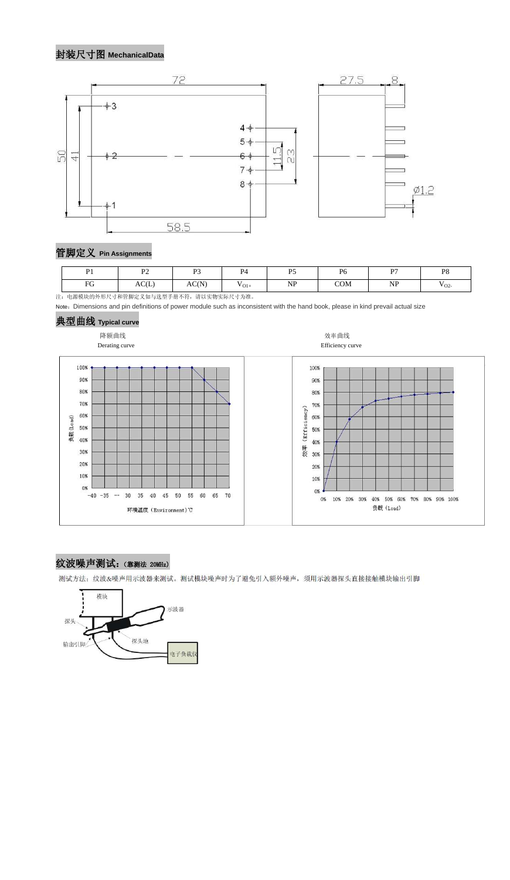## 封装尺寸图 MechanicalData

72

27.5

8

50

41

11.5

23

58.5

Ø1.2

## 管脚定义 Pin Assignments

| P1 | P2 | P3 | P4 | P5 | P6 | P7 | P8 |
|---|---|---|---|---|---|---|---|
| FG | AC(L) | AC(N) | $V_{O1+}$ | NP | COM | NP | $V_{O2-}$ |

注：电源模块的外形尺寸和管脚定义如与选型手册不符，请以实物实际尺寸为准。

Note：Dimensions and pin definitions of power module such as inconsistent with the hand book, please in kind prevail actual size

## 典型曲线 Typical curve

降额曲线

Derating curve

负载 (Load)

100%
90%
80%
70%
60%
50%
40%
30%
20%
10%
0%

-40 -35 ··· 30 35 40 45 50 55 60 65 70

环境温度 (Environment) ℃

效率曲线

Efficiency curve

效率 (Efficiency)

100%
90%
80%
70%
60%
50%
40%
30%
20%
10%
0%

0% 10% 20% 30% 40% 50% 60% 70% 80% 90% 100%

负载 (Load)

## 纹波噪声测试：（靠测法 20MHz）

测试方法：纹波&噪声用示波器来测试。测试模块噪声时为了避免引入额外噪声，须用示波器探头直接接触模块输出引脚

模块

示波器

探头

探头地

输出引脚

电子负载仪